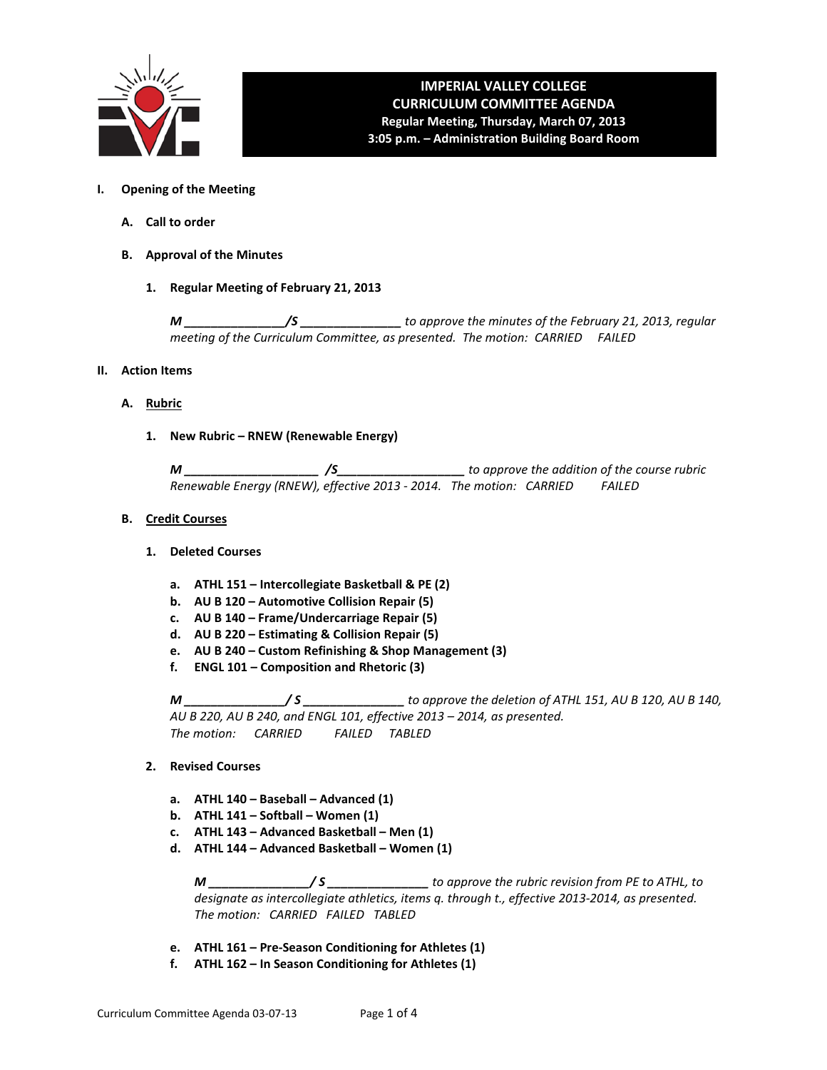# IMPERIAL VALLEY COLLEGE
## CURRICULUM COMMITTEE AGENDA
**Regular Meeting, Thursday, March 07, 2013**
**3:05 p.m. – Administration Building Board Room**

**I. Opening of the Meeting**

**A. Call to order**

**B. Approval of the Minutes**

**1. Regular Meeting of February 21, 2013**

*M ______________/S ______________ to approve the minutes of the February 21, 2013, regular meeting of the Curriculum Committee, as presented. The motion: CARRIED FAILED*

**II. Action Items**

**A. Rubric**

**1. New Rubric – RNEW (Renewable Energy)**

*M ___________________ /S__________________ to approve the addition of the course rubric Renewable Energy (RNEW), effective 2013 - 2014. The motion: CARRIED FAILED*

**B. Credit Courses**

**1. Deleted Courses**

a. **ATHL 151 – Intercollegiate Basketball & PE (2)**
b. **AU B 120 – Automotive Collision Repair (5)**
c. **AU B 140 – Frame/Undercarriage Repair (5)**
d. **AU B 220 – Estimating & Collision Repair (5)**
e. **AU B 240 – Custom Refinishing & Shop Management (3)**
f. **ENGL 101 – Composition and Rhetoric (3)**

*M ______________/ S ______________ to approve the deletion of ATHL 151, AU B 120, AU B 140, AU B 220, AU B 240, and ENGL 101, effective 2013 – 2014, as presented.*
*The motion: CARRIED FAILED TABLED*

**2. Revised Courses**

a. **ATHL 140 – Baseball – Advanced (1)**
b. **ATHL 141 – Softball – Women (1)**
c. **ATHL 143 – Advanced Basketball – Men (1)**
d. **ATHL 144 – Advanced Basketball – Women (1)**

*M ______________/ S ______________ to approve the rubric revision from PE to ATHL, to designate as intercollegiate athletics, items q. through t., effective 2013-2014, as presented.*
*The motion: CARRIED FAILED TABLED*

e. **ATHL 161 – Pre-Season Conditioning for Athletes (1)**
f. **ATHL 162 – In Season Conditioning for Athletes (1)**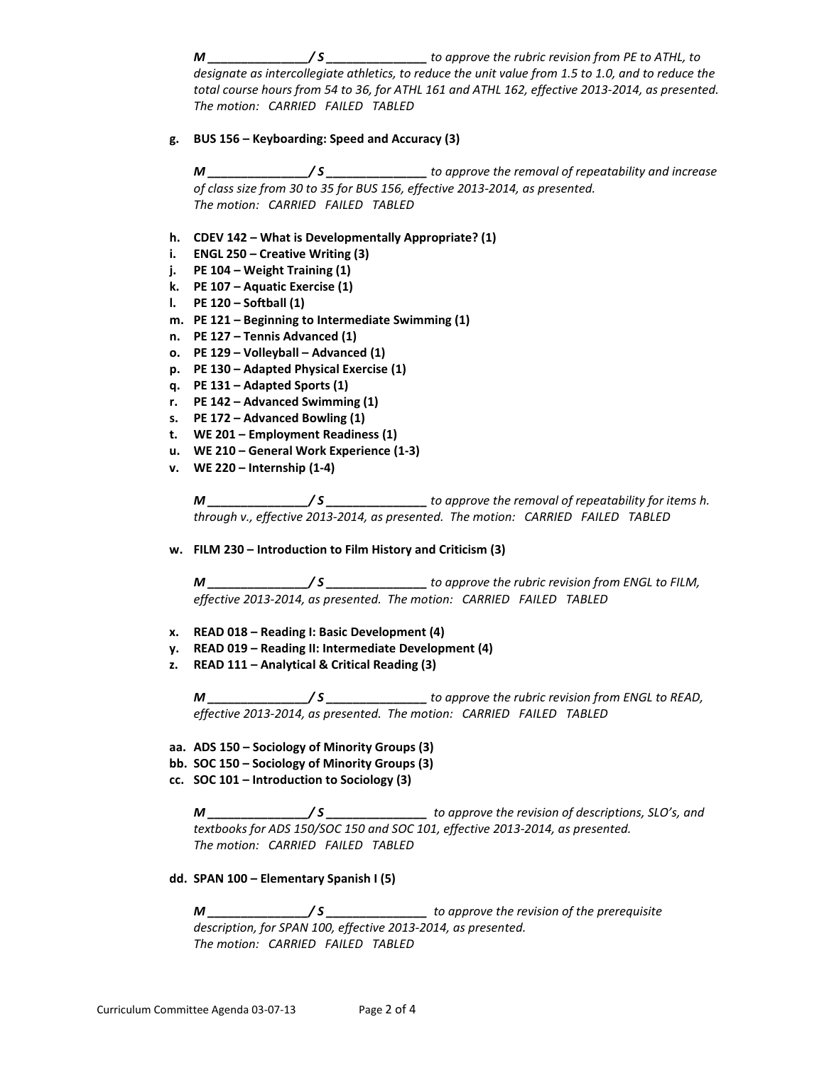*M \_\_\_\_\_\_\_\_\_\_\_\_\_\_\_/ S \_\_\_\_\_\_\_\_\_\_\_\_\_\_\_ to approve the rubric revision from PE to ATHL, to designate as intercollegiate athletics, to reduce the unit value from 1.5 to 1.0, and to reduce the total course hours from 54 to 36, for ATHL 161 and ATHL 162, effective 2013-2014, as presented.*
*The motion: CARRIED FAILED TABLED*

**g. BUS 156 – Keyboarding: Speed and Accuracy (3)**

*M \_\_\_\_\_\_\_\_\_\_\_\_\_\_\_/ S \_\_\_\_\_\_\_\_\_\_\_\_\_\_\_ to approve the removal of repeatability and increase of class size from 30 to 35 for BUS 156, effective 2013-2014, as presented.*
*The motion: CARRIED FAILED TABLED*

**h. CDEV 142 – What is Developmentally Appropriate? (1)**
**i. ENGL 250 – Creative Writing (3)**
**j. PE 104 – Weight Training (1)**
**k. PE 107 – Aquatic Exercise (1)**
**l. PE 120 – Softball (1)**
**m. PE 121 – Beginning to Intermediate Swimming (1)**
**n. PE 127 – Tennis Advanced (1)**
**o. PE 129 – Volleyball – Advanced (1)**
**p. PE 130 – Adapted Physical Exercise (1)**
**q. PE 131 – Adapted Sports (1)**
**r. PE 142 – Advanced Swimming (1)**
**s. PE 172 – Advanced Bowling (1)**
**t. WE 201 – Employment Readiness (1)**
**u. WE 210 – General Work Experience (1-3)**
**v. WE 220 – Internship (1-4)**

*M \_\_\_\_\_\_\_\_\_\_\_\_\_\_\_/ S \_\_\_\_\_\_\_\_\_\_\_\_\_\_\_ to approve the removal of repeatability for items h. through v., effective 2013-2014, as presented. The motion: CARRIED FAILED TABLED*

**w. FILM 230 – Introduction to Film History and Criticism (3)**

*M \_\_\_\_\_\_\_\_\_\_\_\_\_\_\_/ S \_\_\_\_\_\_\_\_\_\_\_\_\_\_\_ to approve the rubric revision from ENGL to FILM, effective 2013-2014, as presented. The motion: CARRIED FAILED TABLED*

**x. READ 018 – Reading I: Basic Development (4)**
**y. READ 019 – Reading II: Intermediate Development (4)**
**z. READ 111 – Analytical & Critical Reading (3)**

*M \_\_\_\_\_\_\_\_\_\_\_\_\_\_\_/ S \_\_\_\_\_\_\_\_\_\_\_\_\_\_\_ to approve the rubric revision from ENGL to READ, effective 2013-2014, as presented. The motion: CARRIED FAILED TABLED*

**aa. ADS 150 – Sociology of Minority Groups (3)**
**bb. SOC 150 – Sociology of Minority Groups (3)**
**cc. SOC 101 – Introduction to Sociology (3)**

*M \_\_\_\_\_\_\_\_\_\_\_\_\_\_\_/ S \_\_\_\_\_\_\_\_\_\_\_\_\_\_\_ to approve the revision of descriptions, SLO's, and textbooks for ADS 150/SOC 150 and SOC 101, effective 2013-2014, as presented.*
*The motion: CARRIED FAILED TABLED*

**dd. SPAN 100 – Elementary Spanish I (5)**

*M \_\_\_\_\_\_\_\_\_\_\_\_\_\_\_/ S \_\_\_\_\_\_\_\_\_\_\_\_\_\_\_ to approve the revision of the prerequisite description, for SPAN 100, effective 2013-2014, as presented.*
*The motion: CARRIED FAILED TABLED*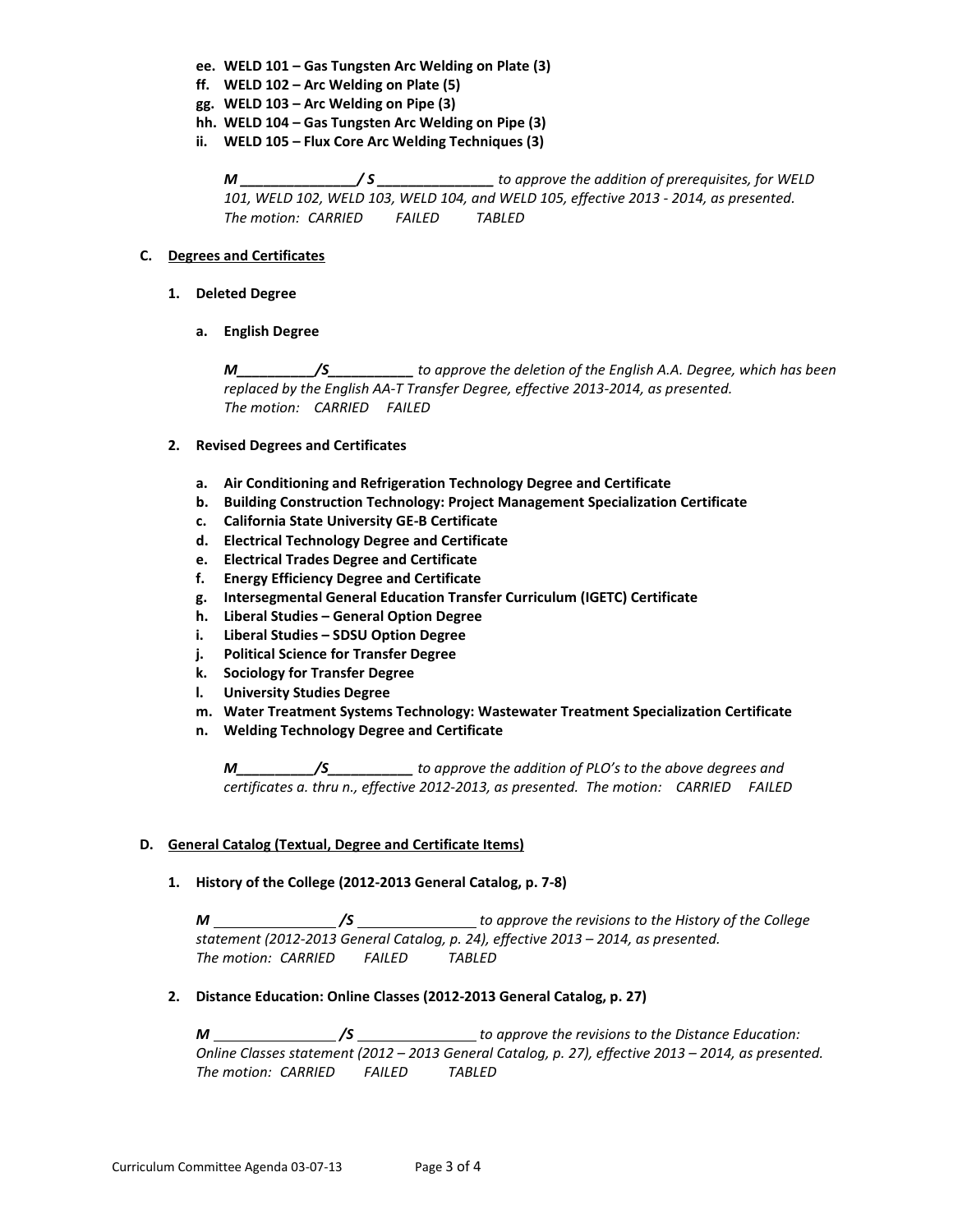- **ee. WELD 101 – Gas Tungsten Arc Welding on Plate (3)**
- **ff. WELD 102 – Arc Welding on Plate (5)**
- **gg. WELD 103 – Arc Welding on Pipe (3)**
- **hh. WELD 104 – Gas Tungsten Arc Welding on Pipe (3)**
- **ii. WELD 105 – Flux Core Arc Welding Techniques (3)**

*M _______________/ S _______________ to approve the addition of prerequisites, for WELD 101, WELD 102, WELD 103, WELD 104, and WELD 105, effective 2013 - 2014, as presented.*
*The motion: CARRIED FAILED TABLED*

## C. Degrees and Certificates

### 1. Deleted Degree

**a. English Degree**

*M__________/S___________ to approve the deletion of the English A.A. Degree, which has been replaced by the English AA-T Transfer Degree, effective 2013-2014, as presented.*
*The motion: CARRIED FAILED*

### 2. Revised Degrees and Certificates

- **a. Air Conditioning and Refrigeration Technology Degree and Certificate**
- **b. Building Construction Technology: Project Management Specialization Certificate**
- **c. California State University GE-B Certificate**
- **d. Electrical Technology Degree and Certificate**
- **e. Electrical Trades Degree and Certificate**
- **f. Energy Efficiency Degree and Certificate**
- **g. Intersegmental General Education Transfer Curriculum (IGETC) Certificate**
- **h. Liberal Studies – General Option Degree**
- **i. Liberal Studies – SDSU Option Degree**
- **j. Political Science for Transfer Degree**
- **k. Sociology for Transfer Degree**
- **l. University Studies Degree**
- **m. Water Treatment Systems Technology: Wastewater Treatment Specialization Certificate**
- **n. Welding Technology Degree and Certificate**

*M__________/S___________ to approve the addition of PLO's to the above degrees and certificates a. thru n., effective 2012-2013, as presented. The motion: CARRIED FAILED*

## D. General Catalog (Textual, Degree and Certificate Items)

### 1. History of the College (2012-2013 General Catalog, p. 7-8)

*M _______________ /S _______________ to approve the revisions to the History of the College statement (2012-2013 General Catalog, p. 24), effective 2013 – 2014, as presented.*
*The motion: CARRIED FAILED TABLED*

### 2. Distance Education: Online Classes (2012-2013 General Catalog, p. 27)

*M _______________ /S _______________ to approve the revisions to the Distance Education: Online Classes statement (2012 – 2013 General Catalog, p. 27), effective 2013 – 2014, as presented.*
*The motion: CARRIED FAILED TABLED*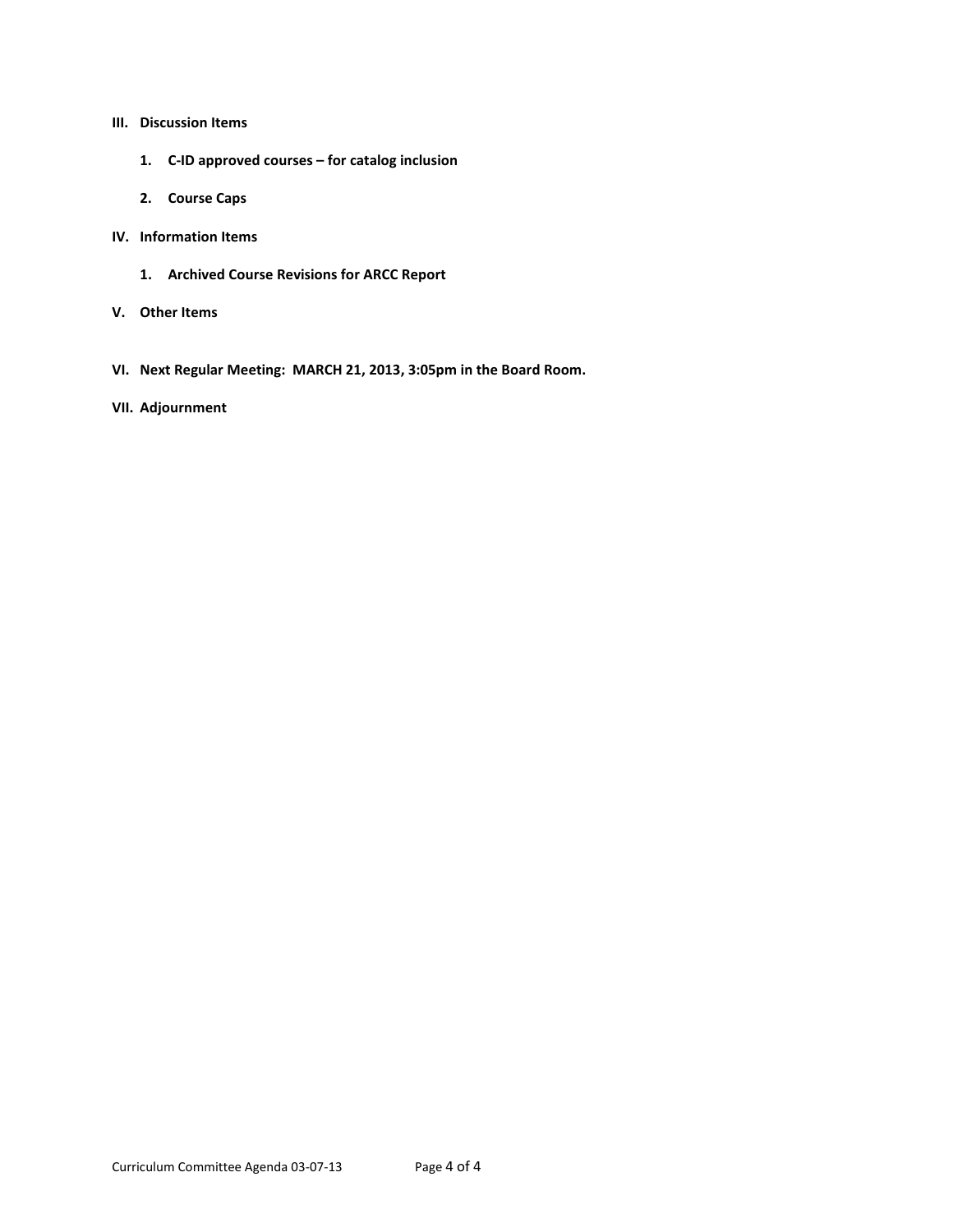**III. Discussion Items**

1. **C-ID approved courses – for catalog inclusion**

2. **Course Caps**

**IV. Information Items**

1. **Archived Course Revisions for ARCC Report**

**V. Other Items**

**VI. Next Regular Meeting: MARCH 21, 2013, 3:05pm in the Board Room.**

**VII. Adjournment**